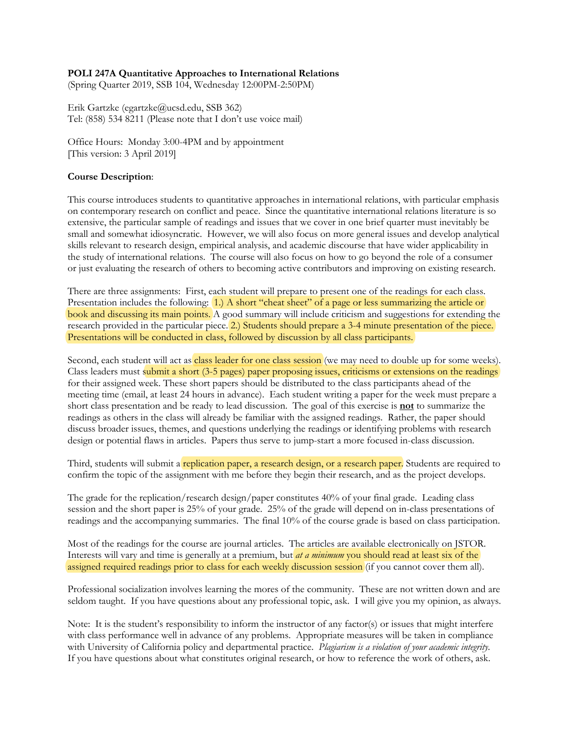**POLI 247A Quantitative Approaches to International Relations**
(Spring Quarter 2019, SSB 104, Wednesday 12:00PM-2:50PM)

Erik Gartzke (egartzke@ucsd.edu, SSB 362)
Tel: (858) 534 8211 (Please note that I don't use voice mail)

Office Hours: Monday 3:00-4PM and by appointment
[This version: 3 April 2019]

**Course Description**:

This course introduces students to quantitative approaches in international relations, with particular emphasis on contemporary research on conflict and peace. Since the quantitative international relations literature is so extensive, the particular sample of readings and issues that we cover in one brief quarter must inevitably be small and somewhat idiosyncratic. However, we will also focus on more general issues and develop analytical skills relevant to research design, empirical analysis, and academic discourse that have wider applicability in the study of international relations. The course will also focus on how to go beyond the role of a consumer or just evaluating the research of others to becoming active contributors and improving on existing research.

There are three assignments: First, each student will prepare to present one of the readings for each class. Presentation includes the following: 1.) A short "cheat sheet" of a page or less summarizing the article or book and discussing its main points. A good summary will include criticism and suggestions for extending the research provided in the particular piece. 2.) Students should prepare a 3-4 minute presentation of the piece. Presentations will be conducted in class, followed by discussion by all class participants.

Second, each student will act as class leader for one class session (we may need to double up for some weeks). Class leaders must submit a short (3-5 pages) paper proposing issues, criticisms or extensions on the readings for their assigned week. These short papers should be distributed to the class participants ahead of the meeting time (email, at least 24 hours in advance). Each student writing a paper for the week must prepare a short class presentation and be ready to lead discussion. The goal of this exercise is **not** to summarize the readings as others in the class will already be familiar with the assigned readings. Rather, the paper should discuss broader issues, themes, and questions underlying the readings or identifying problems with research design or potential flaws in articles. Papers thus serve to jump-start a more focused in-class discussion.

Third, students will submit a replication paper, a research design, or a research paper. Students are required to confirm the topic of the assignment with me before they begin their research, and as the project develops.

The grade for the replication/research design/paper constitutes 40% of your final grade. Leading class session and the short paper is 25% of your grade. 25% of the grade will depend on in-class presentations of readings and the accompanying summaries. The final 10% of the course grade is based on class participation.

Most of the readings for the course are journal articles. The articles are available electronically on JSTOR. Interests will vary and time is generally at a premium, but *at a minimum* you should read at least six of the assigned required readings prior to class for each weekly discussion session (if you cannot cover them all).

Professional socialization involves learning the mores of the community. These are not written down and are seldom taught. If you have questions about any professional topic, ask. I will give you my opinion, as always.

Note: It is the student's responsibility to inform the instructor of any factor(s) or issues that might interfere with class performance well in advance of any problems. Appropriate measures will be taken in compliance with University of California policy and departmental practice. *Plagiarism is a violation of your academic integrity.* If you have questions about what constitutes original research, or how to reference the work of others, ask.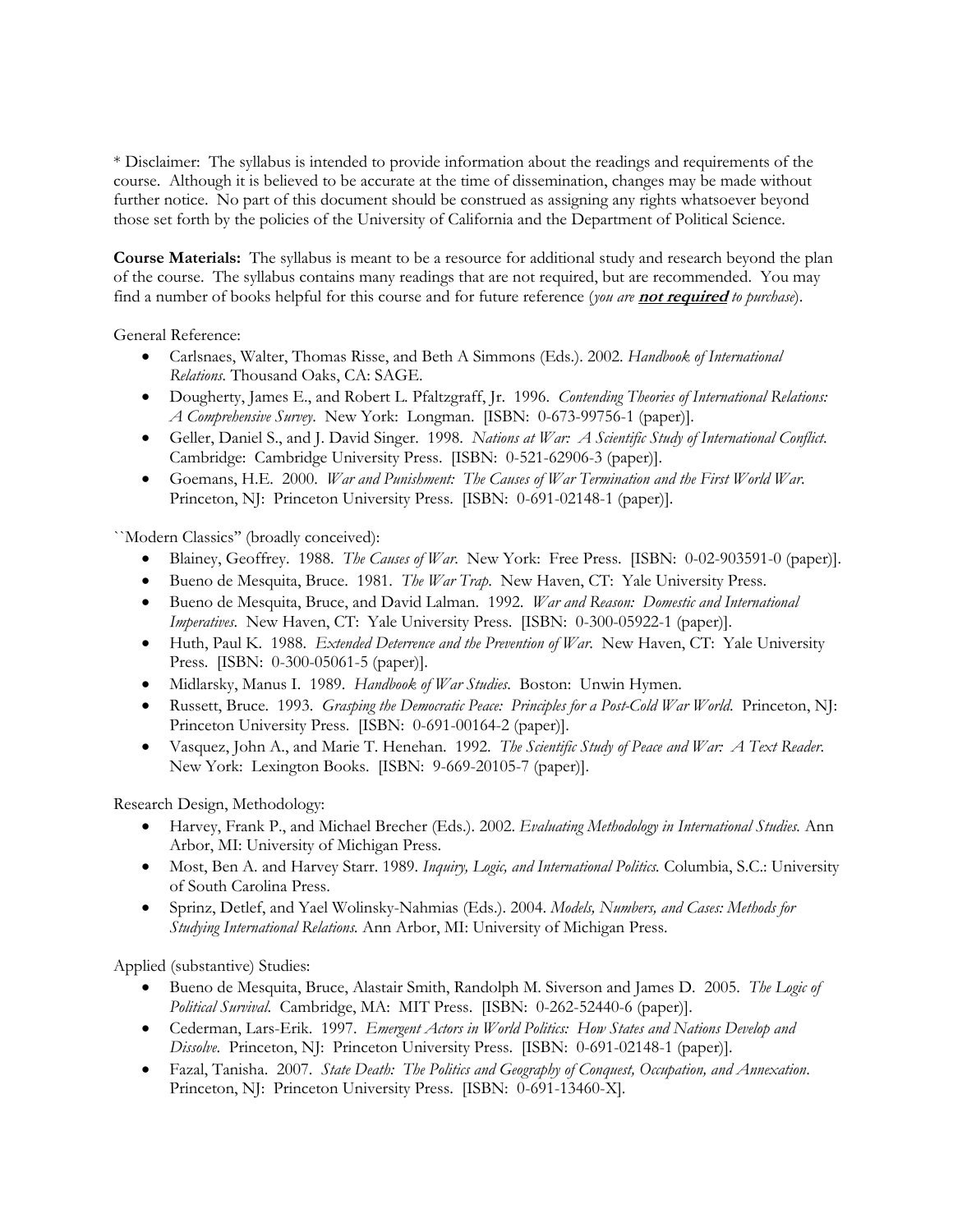* Disclaimer: The syllabus is intended to provide information about the readings and requirements of the course. Although it is believed to be accurate at the time of dissemination, changes may be made without further notice. No part of this document should be construed as assigning any rights whatsoever beyond those set forth by the policies of the University of California and the Department of Political Science.

**Course Materials:** The syllabus is meant to be a resource for additional study and research beyond the plan of the course. The syllabus contains many readings that are not required, but are recommended. You may find a number of books helpful for this course and for future reference (*you are* ***not required*** *to purchase*).

General Reference:

- Carlsnaes, Walter, Thomas Risse, and Beth A Simmons (Eds.). 2002. *Handbook of International Relations.* Thousand Oaks, CA: SAGE.
- Dougherty, James E., and Robert L. Pfaltzgraff, Jr. 1996. *Contending Theories of International Relations: A Comprehensive Survey.* New York: Longman. [ISBN: 0-673-99756-1 (paper)].
- Geller, Daniel S., and J. David Singer. 1998. *Nations at War: A Scientific Study of International Conflict.* Cambridge: Cambridge University Press. [ISBN: 0-521-62906-3 (paper)].
- Goemans, H.E. 2000. *War and Punishment: The Causes of War Termination and the First World War.* Princeton, NJ: Princeton University Press. [ISBN: 0-691-02148-1 (paper)].

``Modern Classics" (broadly conceived):

- Blainey, Geoffrey. 1988. *The Causes of War.* New York: Free Press. [ISBN: 0-02-903591-0 (paper)].
- Bueno de Mesquita, Bruce. 1981. *The War Trap.* New Haven, CT: Yale University Press.
- Bueno de Mesquita, Bruce, and David Lalman. 1992. *War and Reason: Domestic and International Imperatives.* New Haven, CT: Yale University Press. [ISBN: 0-300-05922-1 (paper)].
- Huth, Paul K. 1988. *Extended Deterrence and the Prevention of War.* New Haven, CT: Yale University Press. [ISBN: 0-300-05061-5 (paper)].
- Midlarsky, Manus I. 1989. *Handbook of War Studies.* Boston: Unwin Hymen.
- Russett, Bruce. 1993. *Grasping the Democratic Peace: Principles for a Post-Cold War World.* Princeton, NJ: Princeton University Press. [ISBN: 0-691-00164-2 (paper)].
- Vasquez, John A., and Marie T. Henehan. 1992. *The Scientific Study of Peace and War: A Text Reader.* New York: Lexington Books. [ISBN: 9-669-20105-7 (paper)].

Research Design, Methodology:

- Harvey, Frank P., and Michael Brecher (Eds.). 2002. *Evaluating Methodology in International Studies.* Ann Arbor, MI: University of Michigan Press.
- Most, Ben A. and Harvey Starr. 1989. *Inquiry, Logic, and International Politics.* Columbia, S.C.: University of South Carolina Press.
- Sprinz, Detlef, and Yael Wolinsky-Nahmias (Eds.). 2004. *Models, Numbers, and Cases: Methods for Studying International Relations.* Ann Arbor, MI: University of Michigan Press.

Applied (substantive) Studies:

- Bueno de Mesquita, Bruce, Alastair Smith, Randolph M. Siverson and James D. 2005. *The Logic of Political Survival.* Cambridge, MA: MIT Press. [ISBN: 0-262-52440-6 (paper)].
- Cederman, Lars-Erik. 1997. *Emergent Actors in World Politics: How States and Nations Develop and Dissolve.* Princeton, NJ: Princeton University Press. [ISBN: 0-691-02148-1 (paper)].
- Fazal, Tanisha. 2007. *State Death: The Politics and Geography of Conquest, Occupation, and Annexation.* Princeton, NJ: Princeton University Press. [ISBN: 0-691-13460-X].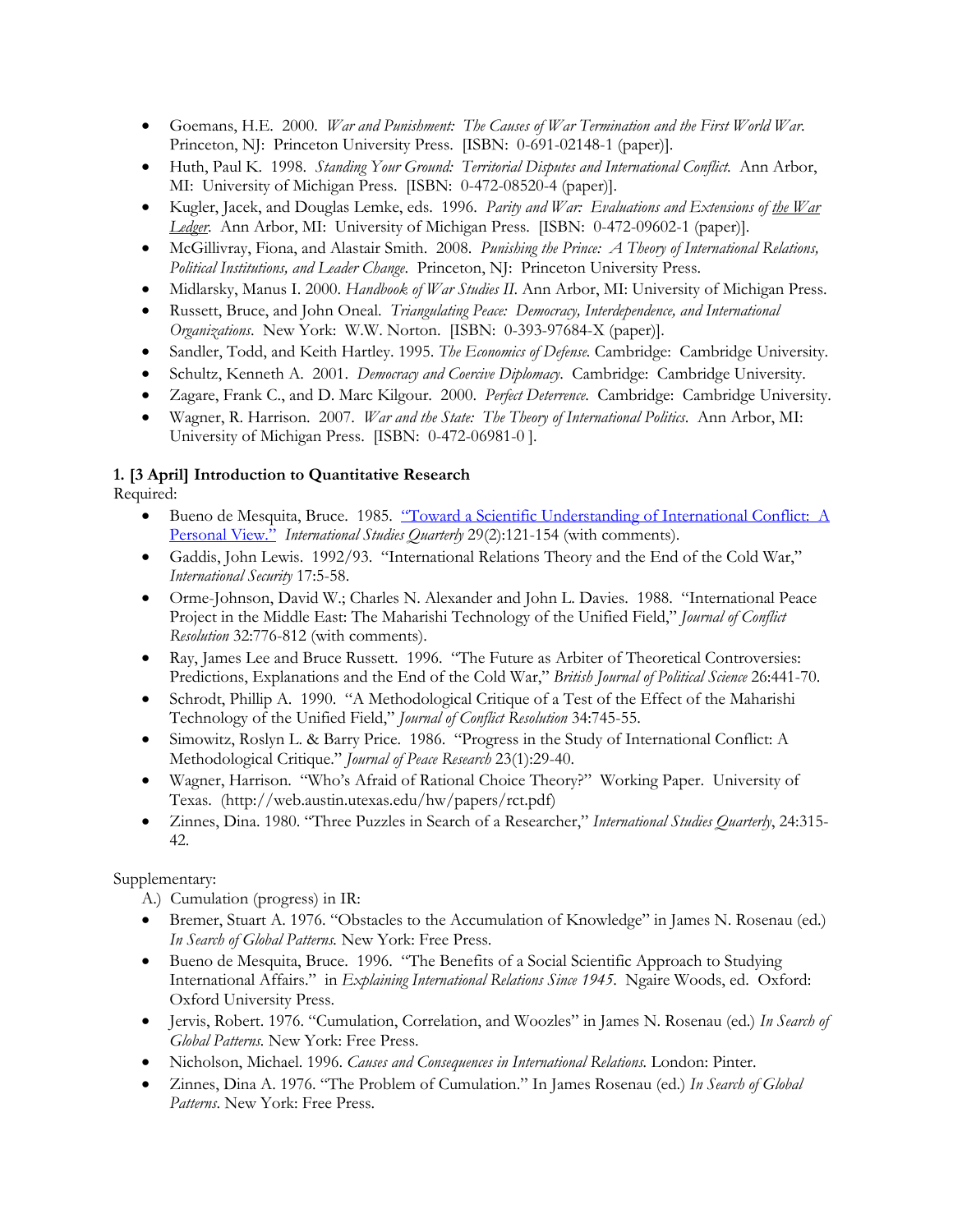- Goemans, H.E. 2000. *War and Punishment: The Causes of War Termination and the First World War.* Princeton, NJ: Princeton University Press. [ISBN: 0-691-02148-1 (paper)].
- Huth, Paul K. 1998. *Standing Your Ground: Territorial Disputes and International Conflict.* Ann Arbor, MI: University of Michigan Press. [ISBN: 0-472-08520-4 (paper)].
- Kugler, Jacek, and Douglas Lemke, eds. 1996. *Parity and War: Evaluations and Extensions of the War Ledger.* Ann Arbor, MI: University of Michigan Press. [ISBN: 0-472-09602-1 (paper)].
- McGillivray, Fiona, and Alastair Smith. 2008. *Punishing the Prince: A Theory of International Relations, Political Institutions, and Leader Change.* Princeton, NJ: Princeton University Press.
- Midlarsky, Manus I. 2000. *Handbook of War Studies II.* Ann Arbor, MI: University of Michigan Press.
- Russett, Bruce, and John Oneal. *Triangulating Peace: Democracy, Interdependence, and International Organizations.* New York: W.W. Norton. [ISBN: 0-393-97684-X (paper)].
- Sandler, Todd, and Keith Hartley. 1995. *The Economics of Defense.* Cambridge: Cambridge University.
- Schultz, Kenneth A. 2001. *Democracy and Coercive Diplomacy.* Cambridge: Cambridge University.
- Zagare, Frank C., and D. Marc Kilgour. 2000. *Perfect Deterrence.* Cambridge: Cambridge University.
- Wagner, R. Harrison. 2007. *War and the State: The Theory of International Politics.* Ann Arbor, MI: University of Michigan Press. [ISBN: 0-472-06981-0 ].

**1. [3 April] Introduction to Quantitative Research**

Required:

- Bueno de Mesquita, Bruce. 1985. "Toward a Scientific Understanding of International Conflict: A Personal View." *International Studies Quarterly* 29(2):121-154 (with comments).
- Gaddis, John Lewis. 1992/93. "International Relations Theory and the End of the Cold War," *International Security* 17:5-58.
- Orme-Johnson, David W.; Charles N. Alexander and John L. Davies. 1988. "International Peace Project in the Middle East: The Maharishi Technology of the Unified Field," *Journal of Conflict Resolution* 32:776-812 (with comments).
- Ray, James Lee and Bruce Russett. 1996. "The Future as Arbiter of Theoretical Controversies: Predictions, Explanations and the End of the Cold War," *British Journal of Political Science* 26:441-70.
- Schrodt, Phillip A. 1990. "A Methodological Critique of a Test of the Effect of the Maharishi Technology of the Unified Field," *Journal of Conflict Resolution* 34:745-55.
- Simowitz, Roslyn L. & Barry Price. 1986. "Progress in the Study of International Conflict: A Methodological Critique." *Journal of Peace Research* 23(1):29-40.
- Wagner, Harrison. "Who's Afraid of Rational Choice Theory?" Working Paper. University of Texas. (http://web.austin.utexas.edu/hw/papers/rct.pdf)
- Zinnes, Dina. 1980. "Three Puzzles in Search of a Researcher," *International Studies Quarterly*, 24:315-42.

Supplementary:

A.) Cumulation (progress) in IR:

- Bremer, Stuart A. 1976. "Obstacles to the Accumulation of Knowledge" in James N. Rosenau (ed.) *In Search of Global Patterns.* New York: Free Press.
- Bueno de Mesquita, Bruce. 1996. "The Benefits of a Social Scientific Approach to Studying International Affairs." in *Explaining International Relations Since 1945.* Ngaire Woods, ed. Oxford: Oxford University Press.
- Jervis, Robert. 1976. "Cumulation, Correlation, and Woozles" in James N. Rosenau (ed.) *In Search of Global Patterns.* New York: Free Press.
- Nicholson, Michael. 1996. *Causes and Consequences in International Relations.* London: Pinter.
- Zinnes, Dina A. 1976. "The Problem of Cumulation." In James Rosenau (ed.) *In Search of Global Patterns.* New York: Free Press.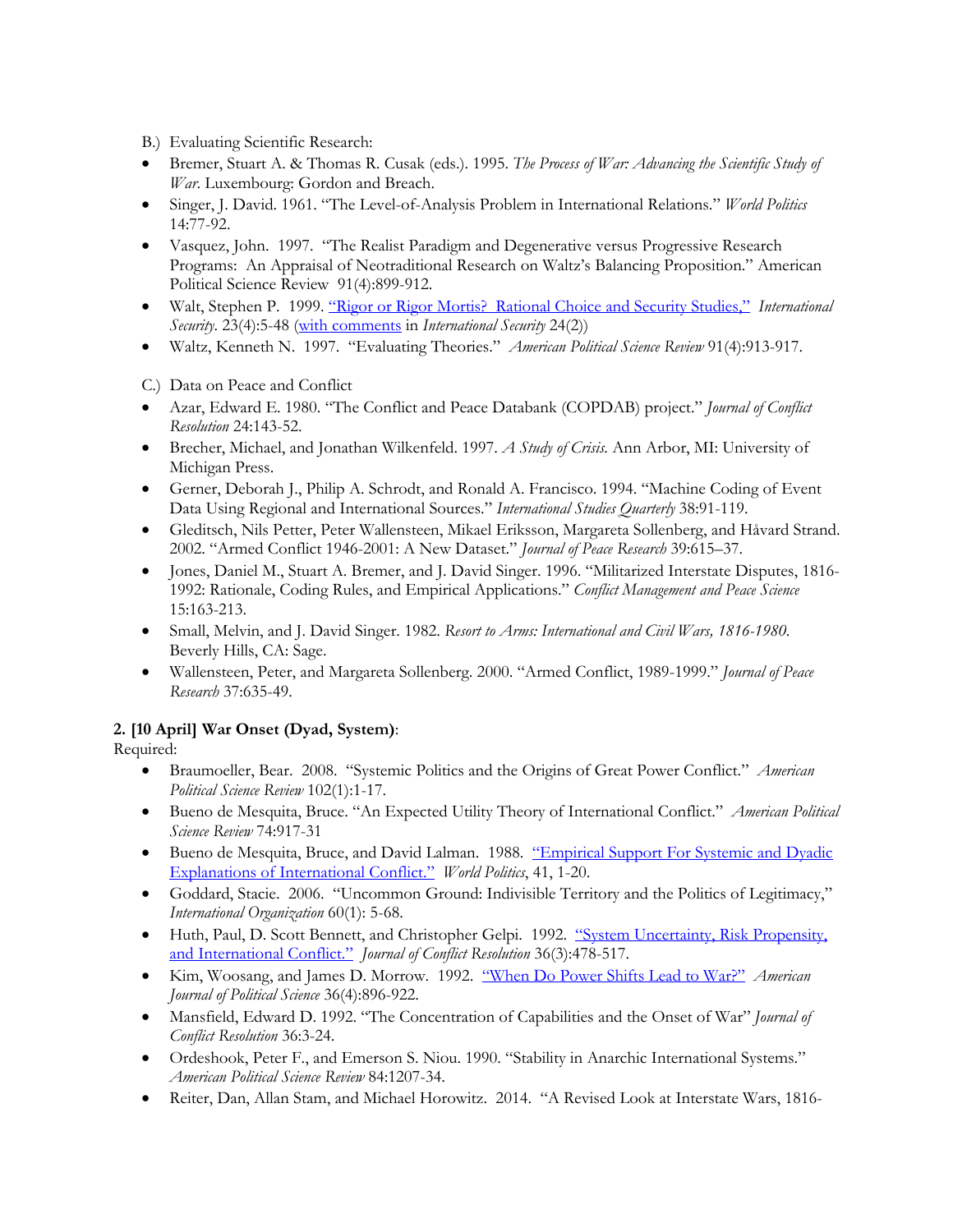B.) Evaluating Scientific Research:

- Bremer, Stuart A. & Thomas R. Cusak (eds.). 1995. *The Process of War: Advancing the Scientific Study of War*. Luxembourg: Gordon and Breach.
- Singer, J. David. 1961. "The Level-of-Analysis Problem in International Relations." *World Politics* 14:77-92.
- Vasquez, John. 1997. "The Realist Paradigm and Degenerative versus Progressive Research Programs: An Appraisal of Neotraditional Research on Waltz's Balancing Proposition." American Political Science Review 91(4):899-912.
- Walt, Stephen P. 1999. "Rigor or Rigor Mortis? Rational Choice and Security Studies," *International Security*. 23(4):5-48 (with comments in *International Security* 24(2))
- Waltz, Kenneth N. 1997. "Evaluating Theories." *American Political Science Review* 91(4):913-917.

C.) Data on Peace and Conflict

- Azar, Edward E. 1980. "The Conflict and Peace Databank (COPDAB) project." *Journal of Conflict Resolution* 24:143-52.
- Brecher, Michael, and Jonathan Wilkenfeld. 1997. *A Study of Crisis.* Ann Arbor, MI: University of Michigan Press.
- Gerner, Deborah J., Philip A. Schrodt, and Ronald A. Francisco. 1994. "Machine Coding of Event Data Using Regional and International Sources." *International Studies Quarterly* 38:91-119.
- Gleditsch, Nils Petter, Peter Wallensteen, Mikael Eriksson, Margareta Sollenberg, and Håvard Strand. 2002. "Armed Conflict 1946-2001: A New Dataset." *Journal of Peace Research* 39:615–37.
- Jones, Daniel M., Stuart A. Bremer, and J. David Singer. 1996. "Militarized Interstate Disputes, 1816-1992: Rationale, Coding Rules, and Empirical Applications." *Conflict Management and Peace Science* 15:163-213.
- Small, Melvin, and J. David Singer. 1982. *Resort to Arms: International and Civil Wars, 1816-1980.* Beverly Hills, CA: Sage.
- Wallensteen, Peter, and Margareta Sollenberg. 2000. "Armed Conflict, 1989-1999." *Journal of Peace Research* 37:635-49.

**2. [10 April] War Onset (Dyad, System)**:

Required:

- Braumoeller, Bear. 2008. "Systemic Politics and the Origins of Great Power Conflict." *American Political Science Review* 102(1):1-17.
- Bueno de Mesquita, Bruce. "An Expected Utility Theory of International Conflict." *American Political Science Review* 74:917-31
- Bueno de Mesquita, Bruce, and David Lalman. 1988. "Empirical Support For Systemic and Dyadic Explanations of International Conflict." *World Politics*, 41, 1-20.
- Goddard, Stacie. 2006. "Uncommon Ground: Indivisible Territory and the Politics of Legitimacy," *International Organization* 60(1): 5-68.
- Huth, Paul, D. Scott Bennett, and Christopher Gelpi. 1992. "System Uncertainty, Risk Propensity, and International Conflict." *Journal of Conflict Resolution* 36(3):478-517.
- Kim, Woosang, and James D. Morrow. 1992. "When Do Power Shifts Lead to War?" *American Journal of Political Science* 36(4):896-922.
- Mansfield, Edward D. 1992. "The Concentration of Capabilities and the Onset of War" *Journal of Conflict Resolution* 36:3-24.
- Ordeshook, Peter F., and Emerson S. Niou. 1990. "Stability in Anarchic International Systems." *American Political Science Review* 84:1207-34.
- Reiter, Dan, Allan Stam, and Michael Horowitz. 2014. "A Revised Look at Interstate Wars, 1816-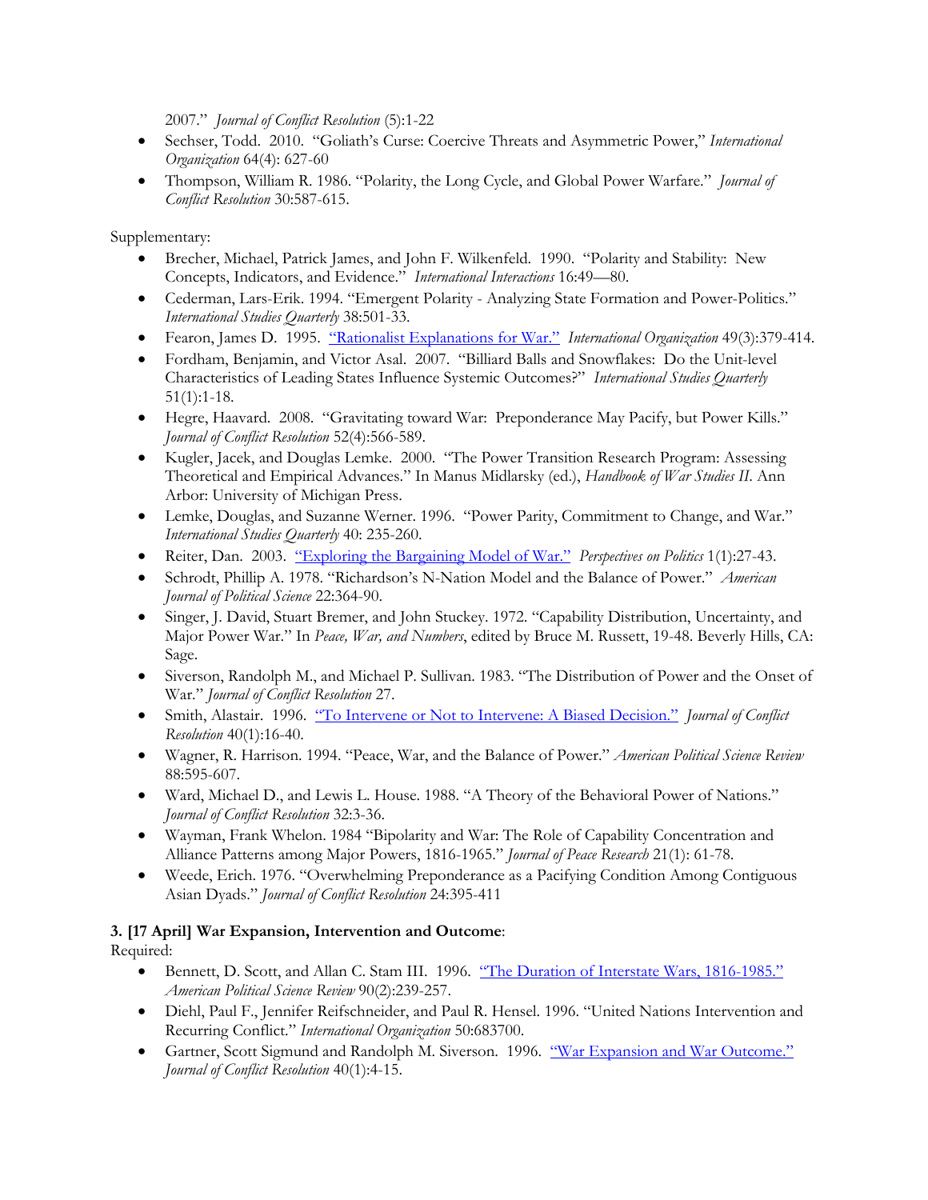2007." *Journal of Conflict Resolution* (5):1-22

- Sechser, Todd. 2010. "Goliath's Curse: Coercive Threats and Asymmetric Power," *International Organization* 64(4): 627-60
- Thompson, William R. 1986. "Polarity, the Long Cycle, and Global Power Warfare." *Journal of Conflict Resolution* 30:587-615.

Supplementary:

- Brecher, Michael, Patrick James, and John F. Wilkenfeld. 1990. "Polarity and Stability: New Concepts, Indicators, and Evidence." *International Interactions* 16:49—80.
- Cederman, Lars-Erik. 1994. "Emergent Polarity - Analyzing State Formation and Power-Politics." *International Studies Quarterly* 38:501-33.
- Fearon, James D. 1995. "Rationalist Explanations for War." *International Organization* 49(3):379-414.
- Fordham, Benjamin, and Victor Asal. 2007. "Billiard Balls and Snowflakes: Do the Unit-level Characteristics of Leading States Influence Systemic Outcomes?" *International Studies Quarterly* 51(1):1-18.
- Hegre, Haavard. 2008. "Gravitating toward War: Preponderance May Pacify, but Power Kills." *Journal of Conflict Resolution* 52(4):566-589.
- Kugler, Jacek, and Douglas Lemke. 2000. "The Power Transition Research Program: Assessing Theoretical and Empirical Advances." In Manus Midlarsky (ed.), *Handbook of War Studies II*. Ann Arbor: University of Michigan Press.
- Lemke, Douglas, and Suzanne Werner. 1996. "Power Parity, Commitment to Change, and War." *International Studies Quarterly* 40: 235-260.
- Reiter, Dan. 2003. "Exploring the Bargaining Model of War." *Perspectives on Politics* 1(1):27-43.
- Schrodt, Phillip A. 1978. "Richardson's N-Nation Model and the Balance of Power." *American Journal of Political Science* 22:364-90.
- Singer, J. David, Stuart Bremer, and John Stuckey. 1972. "Capability Distribution, Uncertainty, and Major Power War." In *Peace, War, and Numbers*, edited by Bruce M. Russett, 19-48. Beverly Hills, CA: Sage.
- Siverson, Randolph M., and Michael P. Sullivan. 1983. "The Distribution of Power and the Onset of War." *Journal of Conflict Resolution* 27.
- Smith, Alastair. 1996. "To Intervene or Not to Intervene: A Biased Decision." *Journal of Conflict Resolution* 40(1):16-40.
- Wagner, R. Harrison. 1994. "Peace, War, and the Balance of Power." *American Political Science Review* 88:595-607.
- Ward, Michael D., and Lewis L. House. 1988. "A Theory of the Behavioral Power of Nations." *Journal of Conflict Resolution* 32:3-36.
- Wayman, Frank Whelon. 1984 "Bipolarity and War: The Role of Capability Concentration and Alliance Patterns among Major Powers, 1816-1965." *Journal of Peace Research* 21(1): 61-78.
- Weede, Erich. 1976. "Overwhelming Preponderance as a Pacifying Condition Among Contiguous Asian Dyads." *Journal of Conflict Resolution* 24:395-411

**3. [17 April] War Expansion, Intervention and Outcome**:

Required:

- Bennett, D. Scott, and Allan C. Stam III. 1996. "The Duration of Interstate Wars, 1816-1985." *American Political Science Review* 90(2):239-257.
- Diehl, Paul F., Jennifer Reifschneider, and Paul R. Hensel. 1996. "United Nations Intervention and Recurring Conflict." *International Organization* 50:683700.
- Gartner, Scott Sigmund and Randolph M. Siverson. 1996. "War Expansion and War Outcome." *Journal of Conflict Resolution* 40(1):4-15.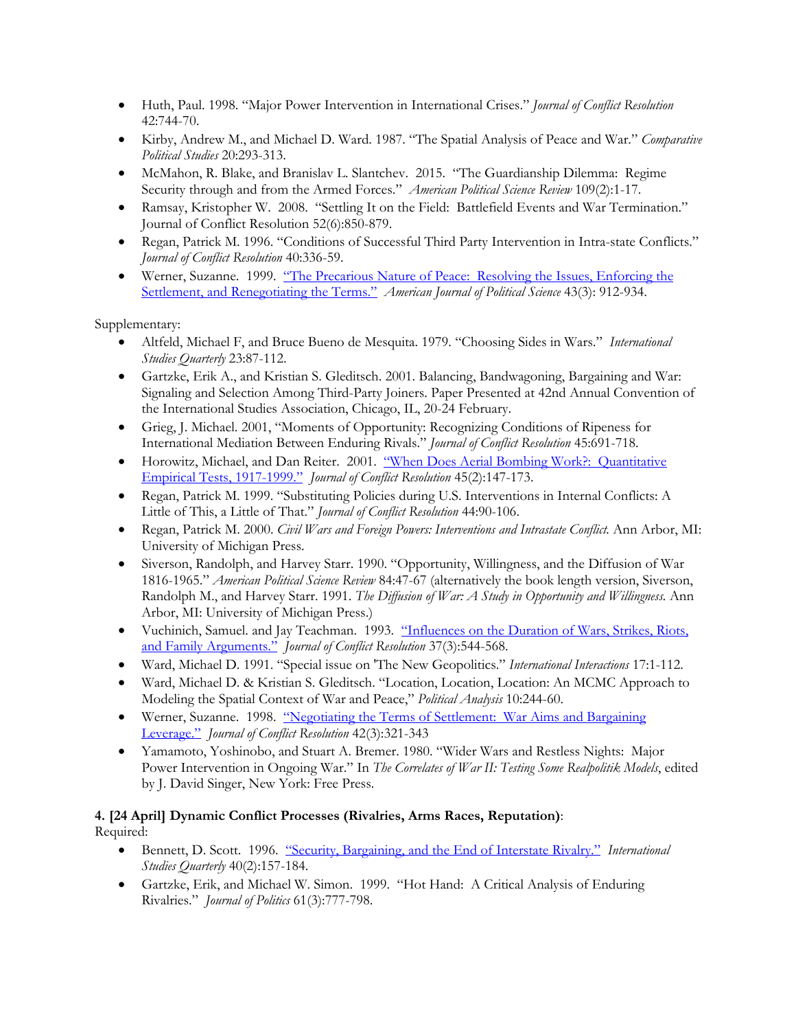- Huth, Paul. 1998. "Major Power Intervention in International Crises." *Journal of Conflict Resolution* 42:744-70.
- Kirby, Andrew M., and Michael D. Ward. 1987. "The Spatial Analysis of Peace and War." *Comparative Political Studies* 20:293-313.
- McMahon, R. Blake, and Branislav L. Slantchev. 2015. "The Guardianship Dilemma: Regime Security through and from the Armed Forces." *American Political Science Review* 109(2):1-17.
- Ramsay, Kristopher W. 2008. "Settling It on the Field: Battlefield Events and War Termination." Journal of Conflict Resolution 52(6):850-879.
- Regan, Patrick M. 1996. "Conditions of Successful Third Party Intervention in Intra-state Conflicts." *Journal of Conflict Resolution* 40:336-59.
- Werner, Suzanne. 1999. "The Precarious Nature of Peace: Resolving the Issues, Enforcing the Settlement, and Renegotiating the Terms." *American Journal of Political Science* 43(3): 912-934.

Supplementary:

- Altfeld, Michael F, and Bruce Bueno de Mesquita. 1979. "Choosing Sides in Wars." *International Studies Quarterly* 23:87-112.
- Gartzke, Erik A., and Kristian S. Gleditsch. 2001. Balancing, Bandwagoning, Bargaining and War: Signaling and Selection Among Third-Party Joiners. Paper Presented at 42nd Annual Convention of the International Studies Association, Chicago, IL, 20-24 February.
- Grieg, J. Michael. 2001, "Moments of Opportunity: Recognizing Conditions of Ripeness for International Mediation Between Enduring Rivals." *Journal of Conflict Resolution* 45:691-718.
- Horowitz, Michael, and Dan Reiter. 2001. "When Does Aerial Bombing Work?: Quantitative Empirical Tests, 1917-1999." *Journal of Conflict Resolution* 45(2):147-173.
- Regan, Patrick M. 1999. "Substituting Policies during U.S. Interventions in Internal Conflicts: A Little of This, a Little of That." *Journal of Conflict Resolution* 44:90-106.
- Regan, Patrick M. 2000. *Civil Wars and Foreign Powers: Interventions and Intrastate Conflict.* Ann Arbor, MI: University of Michigan Press.
- Siverson, Randolph, and Harvey Starr. 1990. "Opportunity, Willingness, and the Diffusion of War 1816-1965." *American Political Science Review* 84:47-67 (alternatively the book length version, Siverson, Randolph M., and Harvey Starr. 1991. *The Diffusion of War: A Study in Opportunity and Willingness.* Ann Arbor, MI: University of Michigan Press.)
- Vuchinich, Samuel. and Jay Teachman. 1993. "Influences on the Duration of Wars, Strikes, Riots, and Family Arguments." *Journal of Conflict Resolution* 37(3):544-568.
- Ward, Michael D. 1991. "Special issue on 'The New Geopolitics." *International Interactions* 17:1-112.
- Ward, Michael D. & Kristian S. Gleditsch. "Location, Location, Location: An MCMC Approach to Modeling the Spatial Context of War and Peace," *Political Analysis* 10:244-60.
- Werner, Suzanne. 1998. "Negotiating the Terms of Settlement: War Aims and Bargaining Leverage." *Journal of Conflict Resolution* 42(3):321-343
- Yamamoto, Yoshinobo, and Stuart A. Bremer. 1980. "Wider Wars and Restless Nights: Major Power Intervention in Ongoing War." In *The Correlates of War II: Testing Some Realpolitik Models*, edited by J. David Singer, New York: Free Press.

**4. [24 April] Dynamic Conflict Processes (Rivalries, Arms Races, Reputation)**:

Required:

- Bennett, D. Scott. 1996. "Security, Bargaining, and the End of Interstate Rivalry." *International Studies Quarterly* 40(2):157-184.
- Gartzke, Erik, and Michael W. Simon. 1999. "Hot Hand: A Critical Analysis of Enduring Rivalries." *Journal of Politics* 61(3):777-798.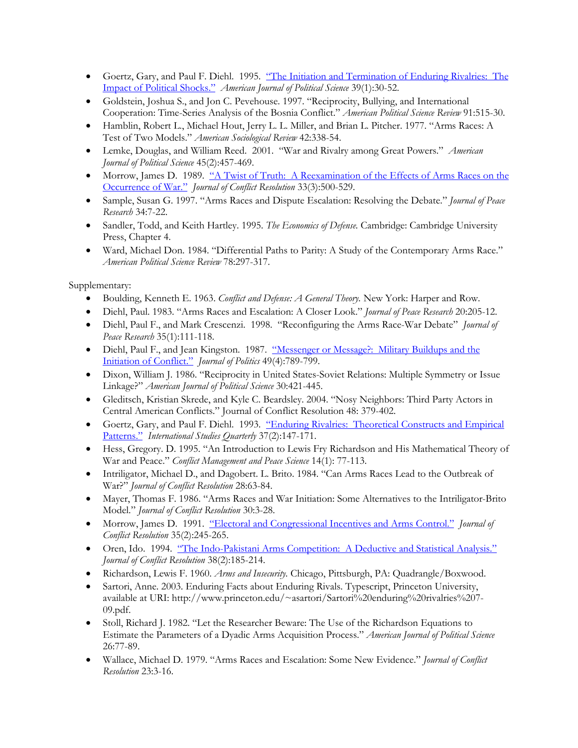- Goertz, Gary, and Paul F. Diehl. 1995. "The Initiation and Termination of Enduring Rivalries: The Impact of Political Shocks." *American Journal of Political Science* 39(1):30-52.
- Goldstein, Joshua S., and Jon C. Pevehouse. 1997. "Reciprocity, Bullying, and International Cooperation: Time-Series Analysis of the Bosnia Conflict." *American Political Science Review* 91:515-30.
- Hamblin, Robert L., Michael Hout, Jerry L. L. Miller, and Brian L. Pitcher. 1977. "Arms Races: A Test of Two Models." *American Sociological Review* 42:338-54.
- Lemke, Douglas, and William Reed. 2001. "War and Rivalry among Great Powers." *American Journal of Political Science* 45(2):457-469.
- Morrow, James D. 1989. "A Twist of Truth: A Reexamination of the Effects of Arms Races on the Occurrence of War." *Journal of Conflict Resolution* 33(3):500-529.
- Sample, Susan G. 1997. "Arms Races and Dispute Escalation: Resolving the Debate." *Journal of Peace Research* 34:7-22.
- Sandler, Todd, and Keith Hartley. 1995. *The Economics of Defense.* Cambridge: Cambridge University Press, Chapter 4.
- Ward, Michael Don. 1984. "Differential Paths to Parity: A Study of the Contemporary Arms Race." *American Political Science Review* 78:297-317.

Supplementary:

- Boulding, Kenneth E. 1963. *Conflict and Defense: A General Theory.* New York: Harper and Row.
- Diehl, Paul. 1983. "Arms Races and Escalation: A Closer Look." *Journal of Peace Research* 20:205-12.
- Diehl, Paul F., and Mark Crescenzi. 1998. "Reconfiguring the Arms Race-War Debate" *Journal of Peace Research* 35(1):111-118.
- Diehl, Paul F., and Jean Kingston. 1987. "Messenger or Message?: Military Buildups and the Initiation of Conflict." *Journal of Politics* 49(4):789-799.
- Dixon, William J. 1986. "Reciprocity in United States-Soviet Relations: Multiple Symmetry or Issue Linkage?" *American Journal of Political Science* 30:421-445.
- Gleditsch, Kristian Skrede, and Kyle C. Beardsley. 2004. "Nosy Neighbors: Third Party Actors in Central American Conflicts." Journal of Conflict Resolution 48: 379-402.
- Goertz, Gary, and Paul F. Diehl. 1993. "Enduring Rivalries: Theoretical Constructs and Empirical Patterns." *International Studies Quarterly* 37(2):147-171.
- Hess, Gregory. D. 1995. "An Introduction to Lewis Fry Richardson and His Mathematical Theory of War and Peace." *Conflict Management and Peace Science* 14(1): 77-113.
- Intriligator, Michael D., and Dagobert. L. Brito. 1984. "Can Arms Races Lead to the Outbreak of War?" *Journal of Conflict Resolution* 28:63-84.
- Mayer, Thomas F. 1986. "Arms Races and War Initiation: Some Alternatives to the Intriligator-Brito Model." *Journal of Conflict Resolution* 30:3-28.
- Morrow, James D. 1991. "Electoral and Congressional Incentives and Arms Control." *Journal of Conflict Resolution* 35(2):245-265.
- Oren, Ido. 1994. "The Indo-Pakistani Arms Competition: A Deductive and Statistical Analysis." *Journal of Conflict Resolution* 38(2):185-214.
- Richardson, Lewis F. 1960. *Arms and Insecurity.* Chicago, Pittsburgh, PA: Quadrangle/Boxwood.
- Sartori, Anne. 2003. Enduring Facts about Enduring Rivals. Typescript, Princeton University, available at URI: http://www.princeton.edu/~asartori/Sartori%20enduring%20rivalries%207-09.pdf.
- Stoll, Richard J. 1982. "Let the Researcher Beware: The Use of the Richardson Equations to Estimate the Parameters of a Dyadic Arms Acquisition Process." *American Journal of Political Science* 26:77-89.
- Wallace, Michael D. 1979. "Arms Races and Escalation: Some New Evidence." *Journal of Conflict Resolution* 23:3-16.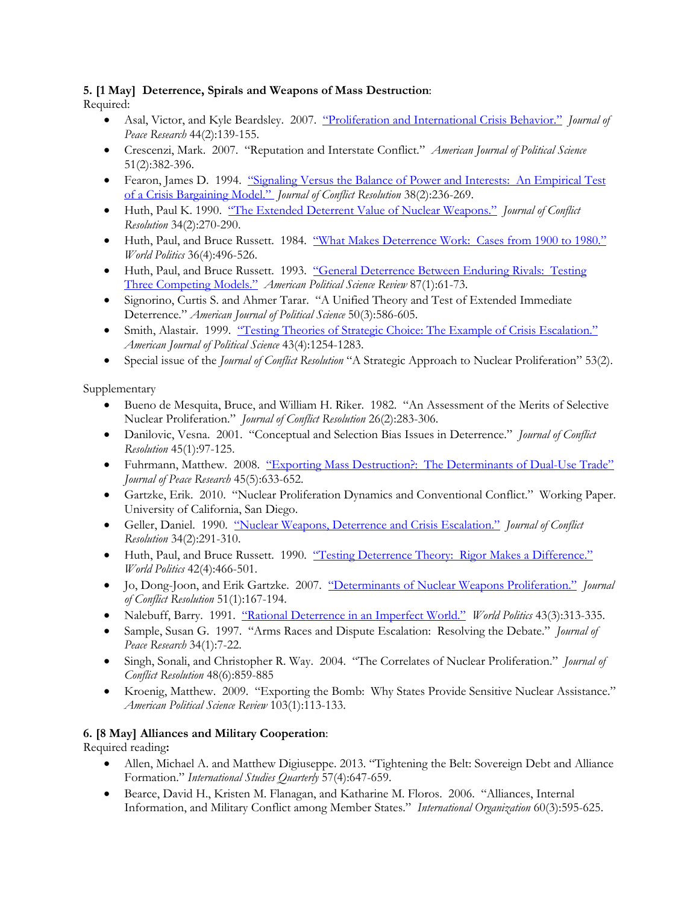**5. [1 May] Deterrence, Spirals and Weapons of Mass Destruction**:
Required:

- Asal, Victor, and Kyle Beardsley. 2007. "Proliferation and International Crisis Behavior." *Journal of Peace Research* 44(2):139-155.
- Crescenzi, Mark. 2007. "Reputation and Interstate Conflict." *American Journal of Political Science* 51(2):382-396.
- Fearon, James D. 1994. "Signaling Versus the Balance of Power and Interests: An Empirical Test of a Crisis Bargaining Model." *Journal of Conflict Resolution* 38(2):236-269.
- Huth, Paul K. 1990. "The Extended Deterrent Value of Nuclear Weapons." *Journal of Conflict Resolution* 34(2):270-290.
- Huth, Paul, and Bruce Russett. 1984. "What Makes Deterrence Work: Cases from 1900 to 1980." *World Politics* 36(4):496-526.
- Huth, Paul, and Bruce Russett. 1993. "General Deterrence Between Enduring Rivals: Testing Three Competing Models." *American Political Science Review* 87(1):61-73.
- Signorino, Curtis S. and Ahmer Tarar. "A Unified Theory and Test of Extended Immediate Deterrence." *American Journal of Political Science* 50(3):586-605.
- Smith, Alastair. 1999. "Testing Theories of Strategic Choice: The Example of Crisis Escalation." *American Journal of Political Science* 43(4):1254-1283.
- Special issue of the *Journal of Conflict Resolution* "A Strategic Approach to Nuclear Proliferation" 53(2).

Supplementary

- Bueno de Mesquita, Bruce, and William H. Riker. 1982. "An Assessment of the Merits of Selective Nuclear Proliferation." *Journal of Conflict Resolution* 26(2):283-306.
- Danilovic, Vesna. 2001. "Conceptual and Selection Bias Issues in Deterrence." *Journal of Conflict Resolution* 45(1):97-125.
- Fuhrmann, Matthew. 2008. "Exporting Mass Destruction?: The Determinants of Dual-Use Trade" *Journal of Peace Research* 45(5):633-652.
- Gartzke, Erik. 2010. "Nuclear Proliferation Dynamics and Conventional Conflict." Working Paper. University of California, San Diego.
- Geller, Daniel. 1990. "Nuclear Weapons, Deterrence and Crisis Escalation." *Journal of Conflict Resolution* 34(2):291-310.
- Huth, Paul, and Bruce Russett. 1990. "Testing Deterrence Theory: Rigor Makes a Difference." *World Politics* 42(4):466-501.
- Jo, Dong-Joon, and Erik Gartzke. 2007. "Determinants of Nuclear Weapons Proliferation." *Journal of Conflict Resolution* 51(1):167-194.
- Nalebuff, Barry. 1991. "Rational Deterrence in an Imperfect World." *World Politics* 43(3):313-335.
- Sample, Susan G. 1997. "Arms Races and Dispute Escalation: Resolving the Debate." *Journal of Peace Research* 34(1):7-22.
- Singh, Sonali, and Christopher R. Way. 2004. "The Correlates of Nuclear Proliferation." *Journal of Conflict Resolution* 48(6):859-885
- Kroenig, Matthew. 2009. "Exporting the Bomb: Why States Provide Sensitive Nuclear Assistance." *American Political Science Review* 103(1):113-133.

**6. [8 May] Alliances and Military Cooperation**:
Required reading**:**

- Allen, Michael A. and Matthew Digiuseppe. 2013. "Tightening the Belt: Sovereign Debt and Alliance Formation." *International Studies Quarterly* 57(4):647-659.
- Bearce, David H., Kristen M. Flanagan, and Katharine M. Floros. 2006. "Alliances, Internal Information, and Military Conflict among Member States." *International Organization* 60(3):595-625.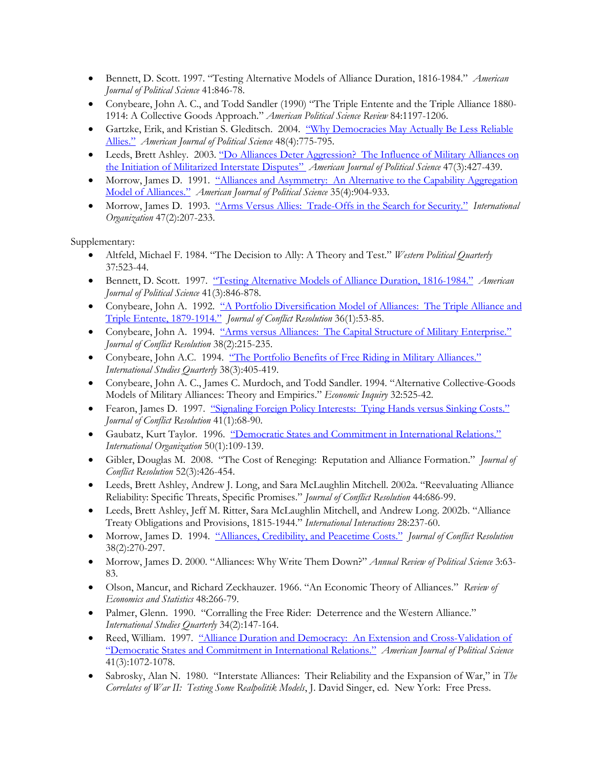- Bennett, D. Scott. 1997. "Testing Alternative Models of Alliance Duration, 1816-1984." *American Journal of Political Science* 41:846-78.
- Conybeare, John A. C., and Todd Sandler (1990) "The Triple Entente and the Triple Alliance 1880-1914: A Collective Goods Approach." *American Political Science Review* 84:1197-1206.
- Gartzke, Erik, and Kristian S. Gleditsch. 2004. "Why Democracies May Actually Be Less Reliable Allies." *American Journal of Political Science* 48(4):775-795.
- Leeds, Brett Ashley. 2003. "Do Alliances Deter Aggression? The Influence of Military Alliances on the Initiation of Militarized Interstate Disputes" *American Journal of Political Science* 47(3):427-439.
- Morrow, James D. 1991. "Alliances and Asymmetry: An Alternative to the Capability Aggregation Model of Alliances." *American Journal of Political Science* 35(4):904-933.
- Morrow, James D. 1993. "Arms Versus Allies: Trade-Offs in the Search for Security." *International Organization* 47(2):207-233.

Supplementary:

- Altfeld, Michael F. 1984. "The Decision to Ally: A Theory and Test." *Western Political Quarterly* 37:523-44.
- Bennett, D. Scott. 1997. "Testing Alternative Models of Alliance Duration, 1816-1984." *American Journal of Political Science* 41(3):846-878.
- Conybeare, John A. 1992. "A Portfolio Diversification Model of Alliances: The Triple Alliance and Triple Entente, 1879-1914." *Journal of Conflict Resolution* 36(1):53-85.
- Conybeare, John A. 1994. "Arms versus Alliances: The Capital Structure of Military Enterprise." *Journal of Conflict Resolution* 38(2):215-235.
- Conybeare, John A.C. 1994. "The Portfolio Benefits of Free Riding in Military Alliances." *International Studies Quarterly* 38(3):405-419.
- Conybeare, John A. C., James C. Murdoch, and Todd Sandler. 1994. "Alternative Collective-Goods Models of Military Alliances: Theory and Empirics." *Economic Inquiry* 32:525-42.
- Fearon, James D. 1997. "Signaling Foreign Policy Interests: Tying Hands versus Sinking Costs." *Journal of Conflict Resolution* 41(1):68-90.
- Gaubatz, Kurt Taylor. 1996. "Democratic States and Commitment in International Relations." *International Organization* 50(1):109-139.
- Gibler, Douglas M. 2008. "The Cost of Reneging: Reputation and Alliance Formation." *Journal of Conflict Resolution* 52(3):426-454.
- Leeds, Brett Ashley, Andrew J. Long, and Sara McLaughlin Mitchell. 2002a. "Reevaluating Alliance Reliability: Specific Threats, Specific Promises." *Journal of Conflict Resolution* 44:686-99.
- Leeds, Brett Ashley, Jeff M. Ritter, Sara McLaughlin Mitchell, and Andrew Long. 2002b. "Alliance Treaty Obligations and Provisions, 1815-1944." *International Interactions* 28:237-60.
- Morrow, James D. 1994. "Alliances, Credibility, and Peacetime Costs." *Journal of Conflict Resolution* 38(2):270-297.
- Morrow, James D. 2000. "Alliances: Why Write Them Down?" *Annual Review of Political Science* 3:63-83.
- Olson, Mancur, and Richard Zeckhauzer. 1966. "An Economic Theory of Alliances." *Review of Economics and Statistics* 48:266-79.
- Palmer, Glenn. 1990. "Corralling the Free Rider: Deterrence and the Western Alliance." *International Studies Quarterly* 34(2):147-164.
- Reed, William. 1997. "Alliance Duration and Democracy: An Extension and Cross-Validation of "Democratic States and Commitment in International Relations." *American Journal of Political Science* 41(3):1072-1078.
- Sabrosky, Alan N. 1980. "Interstate Alliances: Their Reliability and the Expansion of War," in *The Correlates of War II: Testing Some Realpolitik Models*, J. David Singer, ed. New York: Free Press.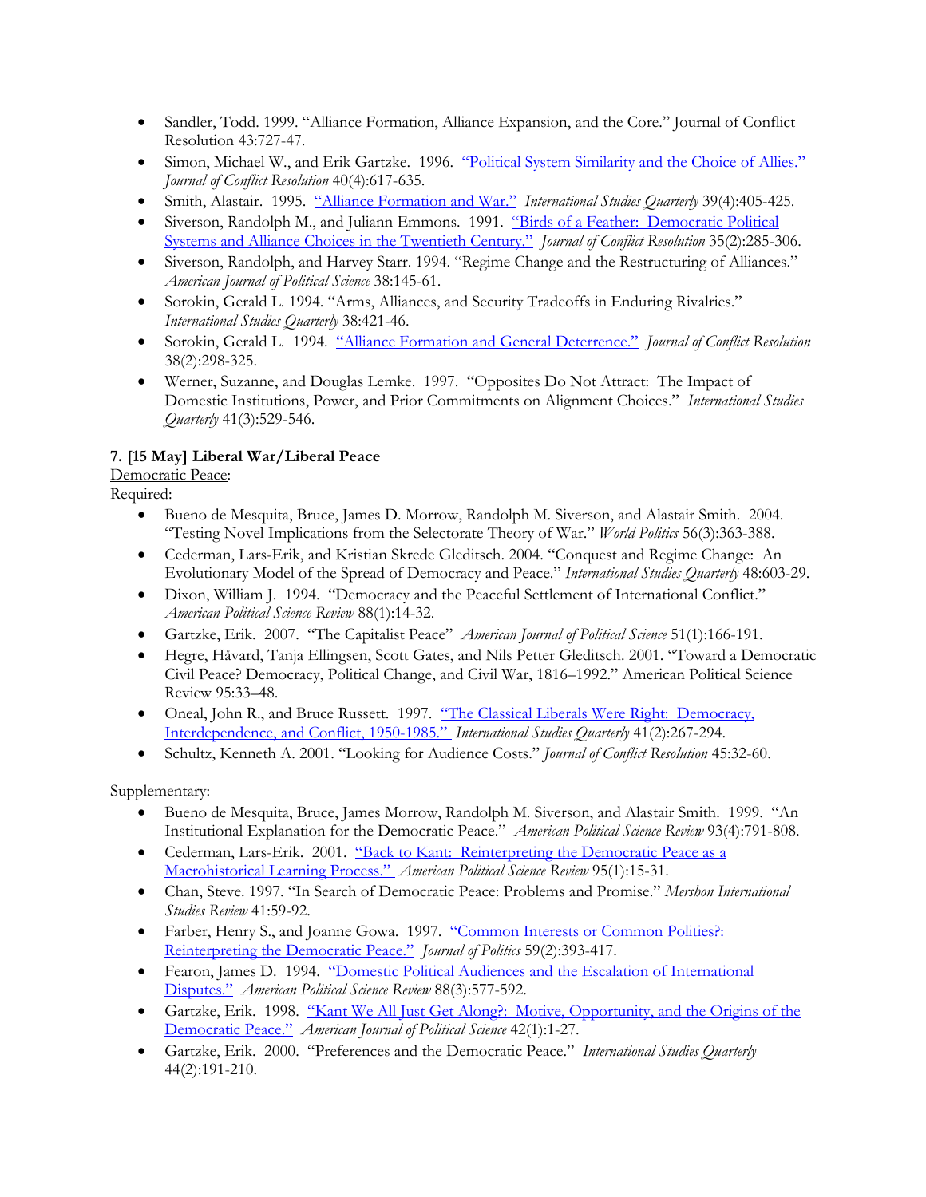- Sandler, Todd. 1999. "Alliance Formation, Alliance Expansion, and the Core." Journal of Conflict Resolution 43:727-47.
- Simon, Michael W., and Erik Gartzke. 1996. "Political System Similarity and the Choice of Allies." *Journal of Conflict Resolution* 40(4):617-635.
- Smith, Alastair. 1995. "Alliance Formation and War." *International Studies Quarterly* 39(4):405-425.
- Siverson, Randolph M., and Juliann Emmons. 1991. "Birds of a Feather: Democratic Political Systems and Alliance Choices in the Twentieth Century." *Journal of Conflict Resolution* 35(2):285-306.
- Siverson, Randolph, and Harvey Starr. 1994. "Regime Change and the Restructuring of Alliances." *American Journal of Political Science* 38:145-61.
- Sorokin, Gerald L. 1994. "Arms, Alliances, and Security Tradeoffs in Enduring Rivalries." *International Studies Quarterly* 38:421-46.
- Sorokin, Gerald L. 1994. "Alliance Formation and General Deterrence." *Journal of Conflict Resolution* 38(2):298-325.
- Werner, Suzanne, and Douglas Lemke. 1997. "Opposites Do Not Attract: The Impact of Domestic Institutions, Power, and Prior Commitments on Alignment Choices." *International Studies Quarterly* 41(3):529-546.

**7. [15 May] Liberal War/Liberal Peace**

Democratic Peace:

Required:

- Bueno de Mesquita, Bruce, James D. Morrow, Randolph M. Siverson, and Alastair Smith. 2004. "Testing Novel Implications from the Selectorate Theory of War." *World Politics* 56(3):363-388.
- Cederman, Lars-Erik, and Kristian Skrede Gleditsch. 2004. "Conquest and Regime Change: An Evolutionary Model of the Spread of Democracy and Peace." *International Studies Quarterly* 48:603-29.
- Dixon, William J. 1994. "Democracy and the Peaceful Settlement of International Conflict." *American Political Science Review* 88(1):14-32.
- Gartzke, Erik. 2007. "The Capitalist Peace" *American Journal of Political Science* 51(1):166-191.
- Hegre, Håvard, Tanja Ellingsen, Scott Gates, and Nils Petter Gleditsch. 2001. "Toward a Democratic Civil Peace? Democracy, Political Change, and Civil War, 1816–1992." American Political Science Review 95:33–48.
- Oneal, John R., and Bruce Russett. 1997. "The Classical Liberals Were Right: Democracy, Interdependence, and Conflict, 1950-1985." *International Studies Quarterly* 41(2):267-294.
- Schultz, Kenneth A. 2001. "Looking for Audience Costs." *Journal of Conflict Resolution* 45:32-60.

Supplementary:

- Bueno de Mesquita, Bruce, James Morrow, Randolph M. Siverson, and Alastair Smith. 1999. "An Institutional Explanation for the Democratic Peace." *American Political Science Review* 93(4):791-808.
- Cederman, Lars-Erik. 2001. "Back to Kant: Reinterpreting the Democratic Peace as a Macrohistorical Learning Process." *American Political Science Review* 95(1):15-31.
- Chan, Steve. 1997. "In Search of Democratic Peace: Problems and Promise." *Mershon International Studies Review* 41:59-92.
- Farber, Henry S., and Joanne Gowa. 1997. "Common Interests or Common Polities?: Reinterpreting the Democratic Peace." *Journal of Politics* 59(2):393-417.
- Fearon, James D. 1994. "Domestic Political Audiences and the Escalation of International Disputes." *American Political Science Review* 88(3):577-592.
- Gartzke, Erik. 1998. "Kant We All Just Get Along?: Motive, Opportunity, and the Origins of the Democratic Peace." *American Journal of Political Science* 42(1):1-27.
- Gartzke, Erik. 2000. "Preferences and the Democratic Peace." *International Studies Quarterly* 44(2):191-210.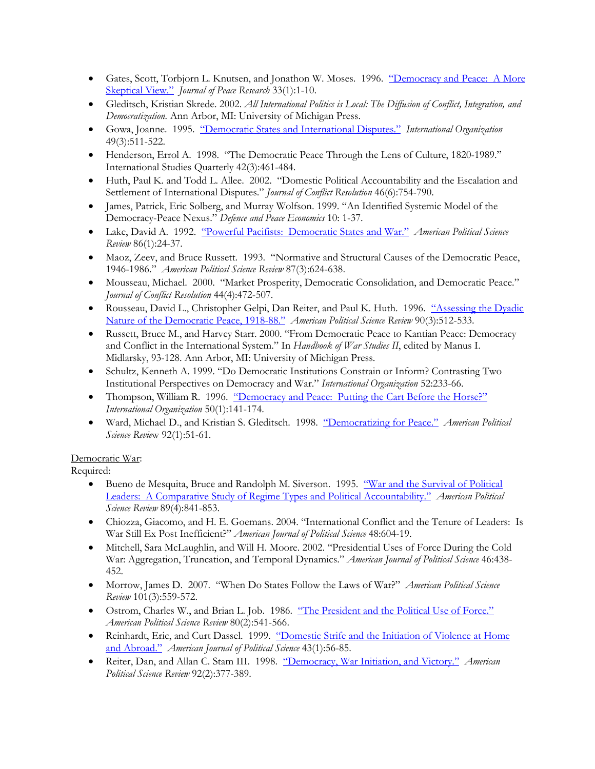- Gates, Scott, Torbjorn L. Knutsen, and Jonathon W. Moses. 1996. "Democracy and Peace: A More Skeptical View." *Journal of Peace Research* 33(1):1-10.
- Gleditsch, Kristian Skrede. 2002. *All International Politics is Local: The Diffusion of Conflict, Integration, and Democratization.* Ann Arbor, MI: University of Michigan Press.
- Gowa, Joanne. 1995. "Democratic States and International Disputes." *International Organization* 49(3):511-522.
- Henderson, Errol A. 1998. "The Democratic Peace Through the Lens of Culture, 1820-1989." International Studies Quarterly 42(3):461-484.
- Huth, Paul K. and Todd L. Allee. 2002. "Domestic Political Accountability and the Escalation and Settlement of International Disputes." *Journal of Conflict Resolution* 46(6):754-790.
- James, Patrick, Eric Solberg, and Murray Wolfson. 1999. "An Identified Systemic Model of the Democracy-Peace Nexus." *Defence and Peace Economics* 10: 1-37.
- Lake, David A. 1992. "Powerful Pacifists: Democratic States and War." *American Political Science Review* 86(1):24-37.
- Maoz, Zeev, and Bruce Russett. 1993. "Normative and Structural Causes of the Democratic Peace, 1946-1986." *American Political Science Review* 87(3):624-638.
- Mousseau, Michael. 2000. "Market Prosperity, Democratic Consolidation, and Democratic Peace." *Journal of Conflict Resolution* 44(4):472-507.
- Rousseau, David L., Christopher Gelpi, Dan Reiter, and Paul K. Huth. 1996. "Assessing the Dyadic Nature of the Democratic Peace, 1918-88." *American Political Science Review* 90(3):512-533.
- Russett, Bruce M., and Harvey Starr. 2000. "From Democratic Peace to Kantian Peace: Democracy and Conflict in the International System." In *Handbook of War Studies II*, edited by Manus I. Midlarsky, 93-128. Ann Arbor, MI: University of Michigan Press.
- Schultz, Kenneth A. 1999. "Do Democratic Institutions Constrain or Inform? Contrasting Two Institutional Perspectives on Democracy and War." *International Organization* 52:233-66.
- Thompson, William R. 1996. "Democracy and Peace: Putting the Cart Before the Horse?" *International Organization* 50(1):141-174.
- Ward, Michael D., and Kristian S. Gleditsch. 1998. "Democratizing for Peace." *American Political Science Review* 92(1):51-61.

Democratic War:

Required:

- Bueno de Mesquita, Bruce and Randolph M. Siverson. 1995. "War and the Survival of Political Leaders: A Comparative Study of Regime Types and Political Accountability." *American Political Science Review* 89(4):841-853.
- Chiozza, Giacomo, and H. E. Goemans. 2004. "International Conflict and the Tenure of Leaders: Is War Still Ex Post Inefficient?" *American Journal of Political Science* 48:604-19.
- Mitchell, Sara McLaughlin, and Will H. Moore. 2002. "Presidential Uses of Force During the Cold War: Aggregation, Truncation, and Temporal Dynamics." *American Journal of Political Science* 46:438-452.
- Morrow, James D. 2007. "When Do States Follow the Laws of War?" *American Political Science Review* 101(3):559-572.
- Ostrom, Charles W., and Brian L. Job. 1986. "The President and the Political Use of Force." *American Political Science Review* 80(2):541-566.
- Reinhardt, Eric, and Curt Dassel. 1999. "Domestic Strife and the Initiation of Violence at Home and Abroad." *American Journal of Political Science* 43(1):56-85.
- Reiter, Dan, and Allan C. Stam III. 1998. "Democracy, War Initiation, and Victory." *American Political Science Review* 92(2):377-389.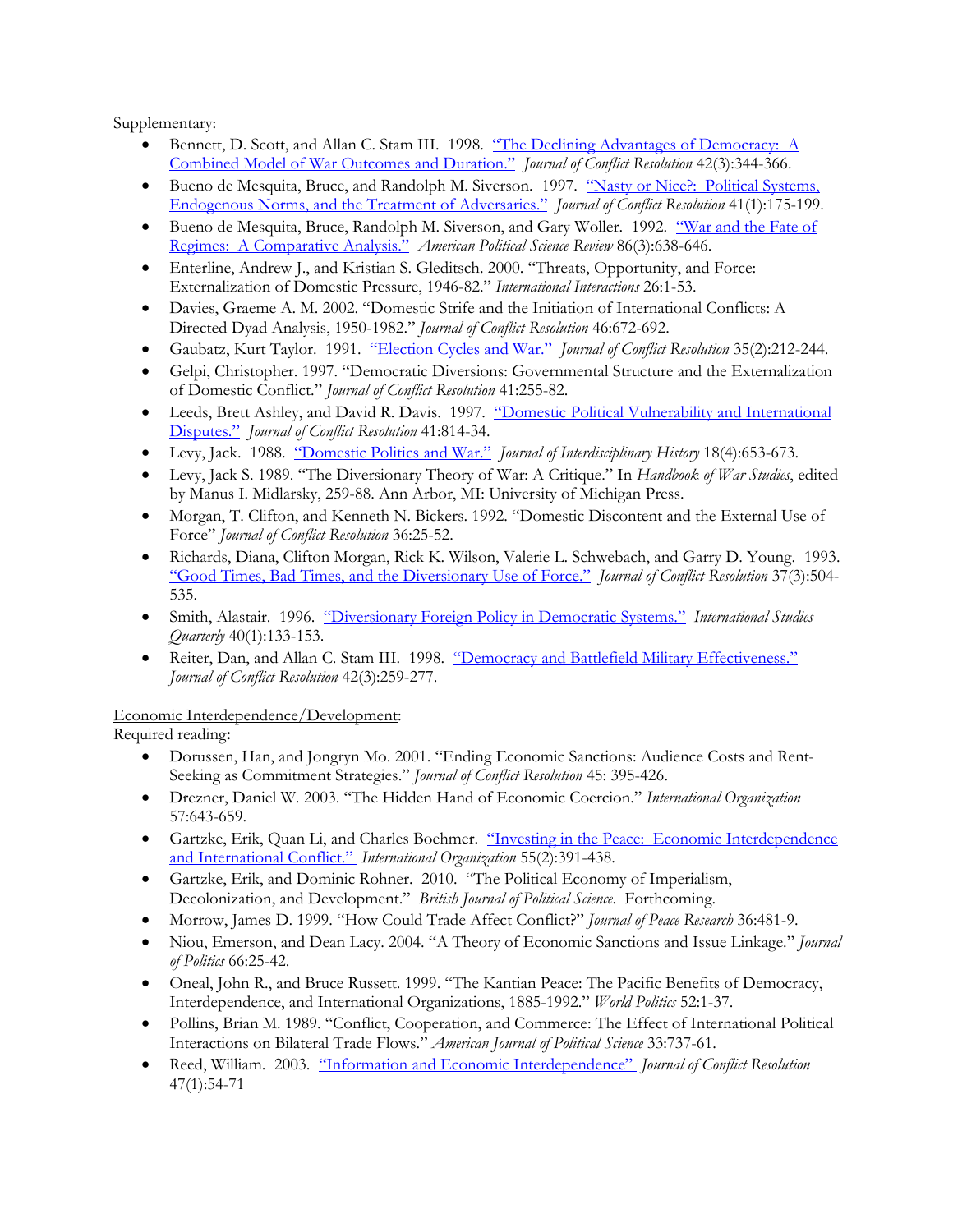Supplementary:

- Bennett, D. Scott, and Allan C. Stam III. 1998. "The Declining Advantages of Democracy: A Combined Model of War Outcomes and Duration." *Journal of Conflict Resolution* 42(3):344-366.
- Bueno de Mesquita, Bruce, and Randolph M. Siverson. 1997. "Nasty or Nice?: Political Systems, Endogenous Norms, and the Treatment of Adversaries." *Journal of Conflict Resolution* 41(1):175-199.
- Bueno de Mesquita, Bruce, Randolph M. Siverson, and Gary Woller. 1992. "War and the Fate of Regimes: A Comparative Analysis." *American Political Science Review* 86(3):638-646.
- Enterline, Andrew J., and Kristian S. Gleditsch. 2000. "Threats, Opportunity, and Force: Externalization of Domestic Pressure, 1946-82." *International Interactions* 26:1-53.
- Davies, Graeme A. M. 2002. "Domestic Strife and the Initiation of International Conflicts: A Directed Dyad Analysis, 1950-1982." *Journal of Conflict Resolution* 46:672-692.
- Gaubatz, Kurt Taylor. 1991. "Election Cycles and War." *Journal of Conflict Resolution* 35(2):212-244.
- Gelpi, Christopher. 1997. "Democratic Diversions: Governmental Structure and the Externalization of Domestic Conflict." *Journal of Conflict Resolution* 41:255-82.
- Leeds, Brett Ashley, and David R. Davis. 1997. "Domestic Political Vulnerability and International Disputes." *Journal of Conflict Resolution* 41:814-34.
- Levy, Jack. 1988. "Domestic Politics and War." *Journal of Interdisciplinary History* 18(4):653-673.
- Levy, Jack S. 1989. "The Diversionary Theory of War: A Critique." In *Handbook of War Studies*, edited by Manus I. Midlarsky, 259-88. Ann Arbor, MI: University of Michigan Press.
- Morgan, T. Clifton, and Kenneth N. Bickers. 1992. "Domestic Discontent and the External Use of Force" *Journal of Conflict Resolution* 36:25-52.
- Richards, Diana, Clifton Morgan, Rick K. Wilson, Valerie L. Schwebach, and Garry D. Young. 1993. "Good Times, Bad Times, and the Diversionary Use of Force." *Journal of Conflict Resolution* 37(3):504-535.
- Smith, Alastair. 1996. "Diversionary Foreign Policy in Democratic Systems." *International Studies Quarterly* 40(1):133-153.
- Reiter, Dan, and Allan C. Stam III. 1998. "Democracy and Battlefield Military Effectiveness." *Journal of Conflict Resolution* 42(3):259-277.

Economic Interdependence/Development:

Required reading**:**

- Dorussen, Han, and Jongryn Mo. 2001. "Ending Economic Sanctions: Audience Costs and Rent-Seeking as Commitment Strategies." *Journal of Conflict Resolution* 45: 395-426.
- Drezner, Daniel W. 2003. "The Hidden Hand of Economic Coercion." *International Organization* 57:643-659.
- Gartzke, Erik, Quan Li, and Charles Boehmer. "Investing in the Peace: Economic Interdependence and International Conflict." *International Organization* 55(2):391-438.
- Gartzke, Erik, and Dominic Rohner. 2010. "The Political Economy of Imperialism, Decolonization, and Development." *British Journal of Political Science*. Forthcoming.
- Morrow, James D. 1999. "How Could Trade Affect Conflict?" *Journal of Peace Research* 36:481-9.
- Niou, Emerson, and Dean Lacy. 2004. "A Theory of Economic Sanctions and Issue Linkage." *Journal of Politics* 66:25-42.
- Oneal, John R., and Bruce Russett. 1999. "The Kantian Peace: The Pacific Benefits of Democracy, Interdependence, and International Organizations, 1885-1992." *World Politics* 52:1-37.
- Pollins, Brian M. 1989. "Conflict, Cooperation, and Commerce: The Effect of International Political Interactions on Bilateral Trade Flows." *American Journal of Political Science* 33:737-61.
- Reed, William. 2003. "Information and Economic Interdependence" *Journal of Conflict Resolution* 47(1):54-71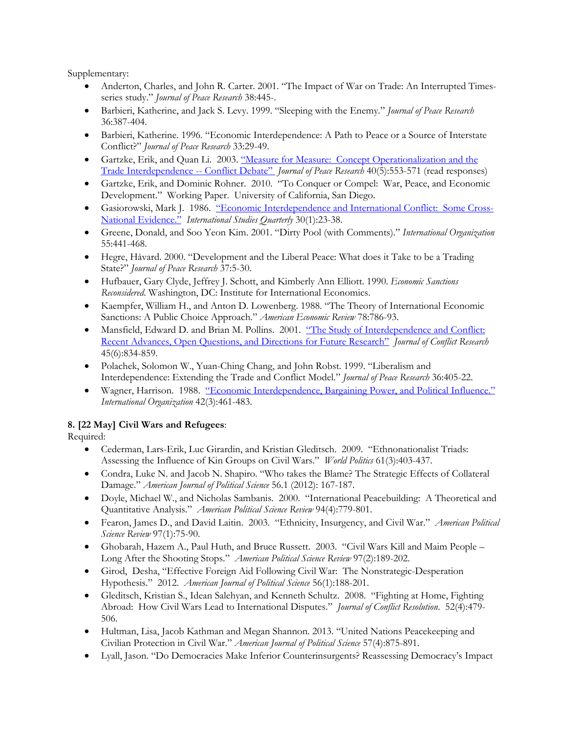Supplementary:

- Anderton, Charles, and John R. Carter. 2001. "The Impact of War on Trade: An Interrupted Times-series study." *Journal of Peace Research* 38:445-.
- Barbieri, Katherine, and Jack S. Levy. 1999. "Sleeping with the Enemy." *Journal of Peace Research* 36:387-404.
- Barbieri, Katherine. 1996. "Economic Interdependence: A Path to Peace or a Source of Interstate Conflict?" *Journal of Peace Research* 33:29-49.
- Gartzke, Erik, and Quan Li. 2003. "Measure for Measure: Concept Operationalization and the Trade Interdependence -- Conflict Debate" *Journal of Peace Research* 40(5):553-571 (read responses)
- Gartzke, Erik, and Dominic Rohner. 2010. "To Conquer or Compel: War, Peace, and Economic Development." Working Paper. University of California, San Diego.
- Gasiorowski, Mark J. 1986. "Economic Interdependence and International Conflict: Some Cross-National Evidence." *International Studies Quarterly* 30(1):23-38.
- Greene, Donald, and Soo Yeon Kim. 2001. "Dirty Pool (with Comments)." *International Organization* 55:441-468.
- Hegre, Håvard. 2000. "Development and the Liberal Peace: What does it Take to be a Trading State?" *Journal of Peace Research* 37:5-30.
- Hufbauer, Gary Clyde, Jeffrey J. Schott, and Kimberly Ann Elliott. 1990. *Economic Sanctions Reconsidered*. Washington, DC: Institute for International Economics.
- Kaempfer, William H., and Anton D. Lowenberg. 1988. "The Theory of International Economic Sanctions: A Public Choice Approach." *American Economic Review* 78:786-93.
- Mansfield, Edward D. and Brian M. Pollins. 2001. "The Study of Interdependence and Conflict: Recent Advances, Open Questions, and Directions for Future Research" *Journal of Conflict Research* 45(6):834-859.
- Polachek, Solomon W., Yuan-Ching Chang, and John Robst. 1999. "Liberalism and Interdependence: Extending the Trade and Conflict Model." *Journal of Peace Research* 36:405-22.
- Wagner, Harrison. 1988. "Economic Interdependence, Bargaining Power, and Political Influence." *International Organization* 42(3):461-483.

**8. [22 May] Civil Wars and Refugees**:

Required:

- Cederman, Lars-Erik, Luc Girardin, and Kristian Gleditsch. 2009. "Ethnonationalist Triads: Assessing the Influence of Kin Groups on Civil Wars." *World Politics* 61(3):403-437.
- Condra, Luke N. and Jacob N. Shapiro. "Who takes the Blame? The Strategic Effects of Collateral Damage." *American Journal of Political Science* 56.1 (2012): 167-187.
- Doyle, Michael W., and Nicholas Sambanis. 2000. "International Peacebuilding: A Theoretical and Quantitative Analysis." *American Political Science Review* 94(4):779-801.
- Fearon, James D., and David Laitin. 2003. "Ethnicity, Insurgency, and Civil War." *American Political Science Review* 97(1):75-90.
- Ghobarah, Hazem A., Paul Huth, and Bruce Russett. 2003. "Civil Wars Kill and Maim People – Long After the Shooting Stops." *American Political Science Review* 97(2):189-202.
- Girod, Desha, "Effective Foreign Aid Following Civil War: The Nonstrategic-Desperation Hypothesis." 2012. *American Journal of Political Science* 56(1):188-201.
- Gleditsch, Kristian S., Idean Salehyan, and Kenneth Schultz. 2008. "Fighting at Home, Fighting Abroad: How Civil Wars Lead to International Disputes." *Journal of Conflict Resolution*. 52(4):479-506.
- Hultman, Lisa, Jacob Kathman and Megan Shannon. 2013. "United Nations Peacekeeping and Civilian Protection in Civil War." *American Journal of Political Science* 57(4):875-891.
- Lyall, Jason. "Do Democracies Make Inferior Counterinsurgents? Reassessing Democracy's Impact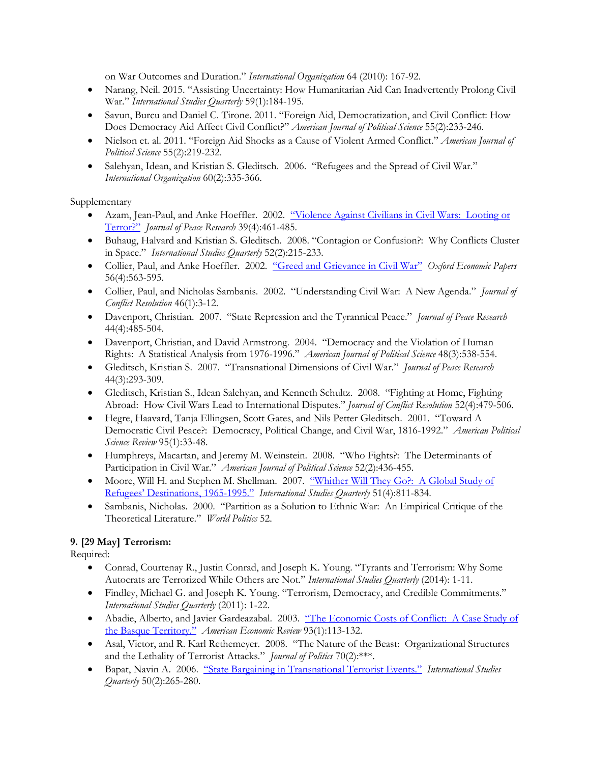on War Outcomes and Duration." *International Organization* 64 (2010): 167-92.

- Narang, Neil. 2015. "Assisting Uncertainty: How Humanitarian Aid Can Inadvertently Prolong Civil War." *International Studies Quarterly* 59(1):184-195.
- Savun, Burcu and Daniel C. Tirone. 2011. "Foreign Aid, Democratization, and Civil Conflict: How Does Democracy Aid Affect Civil Conflict?" *American Journal of Political Science* 55(2):233-246.
- Nielson et. al. 2011. "Foreign Aid Shocks as a Cause of Violent Armed Conflict." *American Journal of Political Science* 55(2):219-232.
- Salehyan, Idean, and Kristian S. Gleditsch. 2006. "Refugees and the Spread of Civil War." *International Organization* 60(2):335-366.

Supplementary

- Azam, Jean-Paul, and Anke Hoeffler. 2002. "Violence Against Civilians in Civil Wars: Looting or Terror?" *Journal of Peace Research* 39(4):461-485.
- Buhaug, Halvard and Kristian S. Gleditsch. 2008. "Contagion or Confusion?: Why Conflicts Cluster in Space." *International Studies Quarterly* 52(2):215-233.
- Collier, Paul, and Anke Hoeffler. 2002. "Greed and Grievance in Civil War" *Oxford Economic Papers* 56(4):563-595.
- Collier, Paul, and Nicholas Sambanis. 2002. "Understanding Civil War: A New Agenda." *Journal of Conflict Resolution* 46(1):3-12.
- Davenport, Christian. 2007. "State Repression and the Tyrannical Peace." *Journal of Peace Research* 44(4):485-504.
- Davenport, Christian, and David Armstrong. 2004. "Democracy and the Violation of Human Rights: A Statistical Analysis from 1976-1996." *American Journal of Political Science* 48(3):538-554.
- Gleditsch, Kristian S. 2007. "Transnational Dimensions of Civil War." *Journal of Peace Research* 44(3):293-309.
- Gleditsch, Kristian S., Idean Salehyan, and Kenneth Schultz. 2008. "Fighting at Home, Fighting Abroad: How Civil Wars Lead to International Disputes." *Journal of Conflict Resolution* 52(4):479-506.
- Hegre, Haavard, Tanja Ellingsen, Scott Gates, and Nils Petter Gleditsch. 2001. "Toward A Democratic Civil Peace?: Democracy, Political Change, and Civil War, 1816-1992." *American Political Science Review* 95(1):33-48.
- Humphreys, Macartan, and Jeremy M. Weinstein. 2008. "Who Fights?: The Determinants of Participation in Civil War." *American Journal of Political Science* 52(2):436-455.
- Moore, Will H. and Stephen M. Shellman. 2007. "Whither Will They Go?: A Global Study of Refugees' Destinations, 1965-1995." *International Studies Quarterly* 51(4):811-834.
- Sambanis, Nicholas. 2000. "Partition as a Solution to Ethnic War: An Empirical Critique of the Theoretical Literature." *World Politics* 52.

**9. [29 May] Terrorism:**

Required:

- Conrad, Courtenay R., Justin Conrad, and Joseph K. Young. "Tyrants and Terrorism: Why Some Autocrats are Terrorized While Others are Not." *International Studies Quarterly* (2014): 1-11.
- Findley, Michael G. and Joseph K. Young. "Terrorism, Democracy, and Credible Commitments." *International Studies Quarterly* (2011): 1-22.
- Abadie, Alberto, and Javier Gardeazabal. 2003. "The Economic Costs of Conflict: A Case Study of the Basque Territory." *American Economic Review* 93(1):113-132.
- Asal, Victor, and R. Karl Rethemeyer. 2008. "The Nature of the Beast: Organizational Structures and the Lethality of Terrorist Attacks." *Journal of Politics* 70(2):***.
- Bapat, Navin A. 2006. "State Bargaining in Transnational Terrorist Events." *International Studies Quarterly* 50(2):265-280.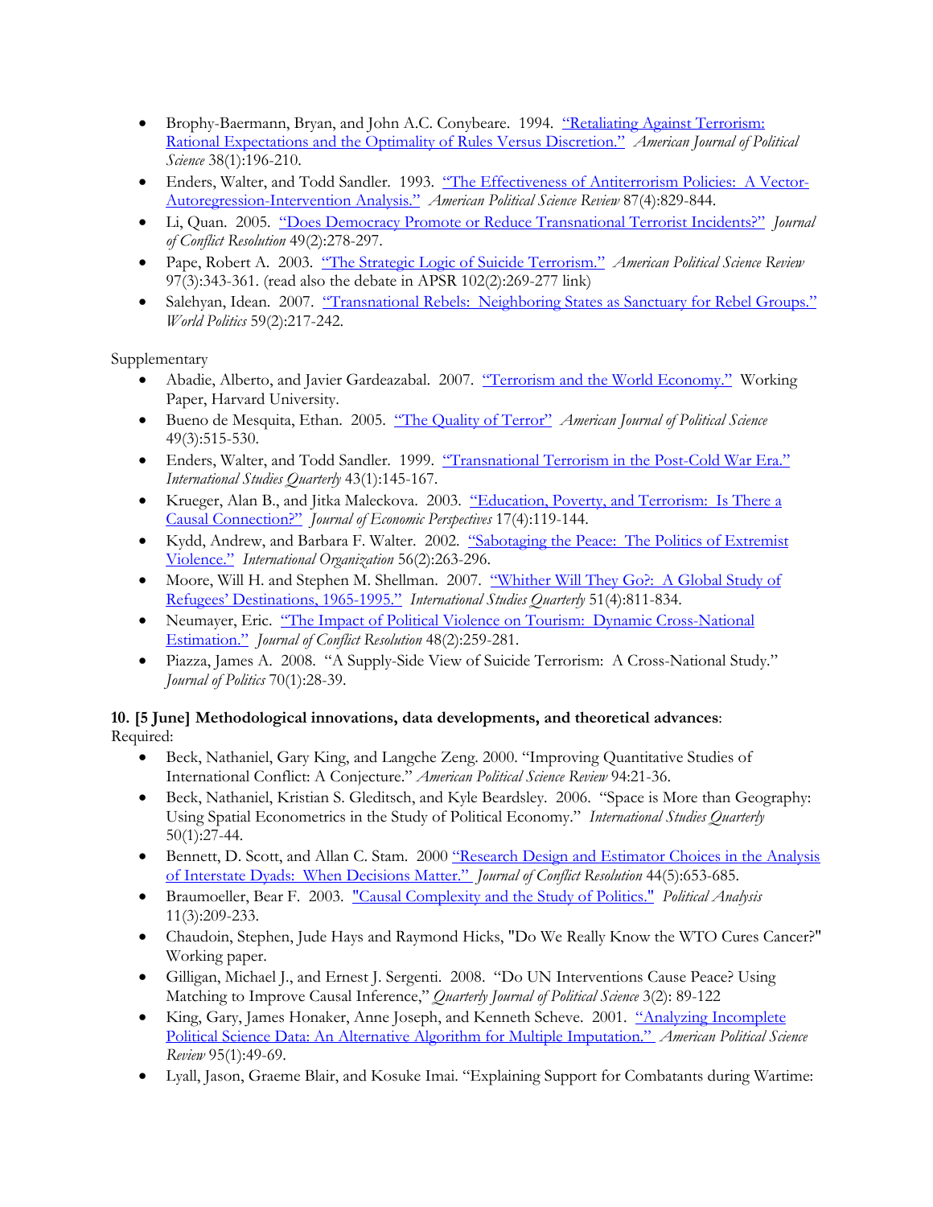- Brophy-Baermann, Bryan, and John A.C. Conybeare. 1994. "Retaliating Against Terrorism: Rational Expectations and the Optimality of Rules Versus Discretion." *American Journal of Political Science* 38(1):196-210.
- Enders, Walter, and Todd Sandler. 1993. "The Effectiveness of Antiterrorism Policies: A Vector-Autoregression-Intervention Analysis." *American Political Science Review* 87(4):829-844.
- Li, Quan. 2005. "Does Democracy Promote or Reduce Transnational Terrorist Incidents?" *Journal of Conflict Resolution* 49(2):278-297.
- Pape, Robert A. 2003. "The Strategic Logic of Suicide Terrorism." *American Political Science Review* 97(3):343-361. (read also the debate in APSR 102(2):269-277 link)
- Salehyan, Idean. 2007. "Transnational Rebels: Neighboring States as Sanctuary for Rebel Groups." *World Politics* 59(2):217-242.

Supplementary

- Abadie, Alberto, and Javier Gardeazabal. 2007. "Terrorism and the World Economy." Working Paper, Harvard University.
- Bueno de Mesquita, Ethan. 2005. "The Quality of Terror" *American Journal of Political Science* 49(3):515-530.
- Enders, Walter, and Todd Sandler. 1999. "Transnational Terrorism in the Post-Cold War Era." *International Studies Quarterly* 43(1):145-167.
- Krueger, Alan B., and Jitka Maleckova. 2003. "Education, Poverty, and Terrorism: Is There a Causal Connection?" *Journal of Economic Perspectives* 17(4):119-144.
- Kydd, Andrew, and Barbara F. Walter. 2002. "Sabotaging the Peace: The Politics of Extremist Violence." *International Organization* 56(2):263-296.
- Moore, Will H. and Stephen M. Shellman. 2007. "Whither Will They Go?: A Global Study of Refugees' Destinations, 1965-1995." *International Studies Quarterly* 51(4):811-834.
- Neumayer, Eric. "The Impact of Political Violence on Tourism: Dynamic Cross-National Estimation." *Journal of Conflict Resolution* 48(2):259-281.
- Piazza, James A. 2008. "A Supply-Side View of Suicide Terrorism: A Cross-National Study." *Journal of Politics* 70(1):28-39.

**10. [5 June] Methodological innovations, data developments, and theoretical advances**:
Required:

- Beck, Nathaniel, Gary King, and Langche Zeng. 2000. "Improving Quantitative Studies of International Conflict: A Conjecture." *American Political Science Review* 94:21-36.
- Beck, Nathaniel, Kristian S. Gleditsch, and Kyle Beardsley. 2006. "Space is More than Geography: Using Spatial Econometrics in the Study of Political Economy." *International Studies Quarterly* 50(1):27-44.
- Bennett, D. Scott, and Allan C. Stam. 2000 "Research Design and Estimator Choices in the Analysis of Interstate Dyads: When Decisions Matter." *Journal of Conflict Resolution* 44(5):653-685.
- Braumoeller, Bear F. 2003. "Causal Complexity and the Study of Politics." *Political Analysis* 11(3):209-233.
- Chaudoin, Stephen, Jude Hays and Raymond Hicks, "Do We Really Know the WTO Cures Cancer?" Working paper.
- Gilligan, Michael J., and Ernest J. Sergenti. 2008. "Do UN Interventions Cause Peace? Using Matching to Improve Causal Inference," *Quarterly Journal of Political Science* 3(2): 89-122
- King, Gary, James Honaker, Anne Joseph, and Kenneth Scheve. 2001. "Analyzing Incomplete Political Science Data: An Alternative Algorithm for Multiple Imputation." *American Political Science Review* 95(1):49-69.
- Lyall, Jason, Graeme Blair, and Kosuke Imai. "Explaining Support for Combatants during Wartime: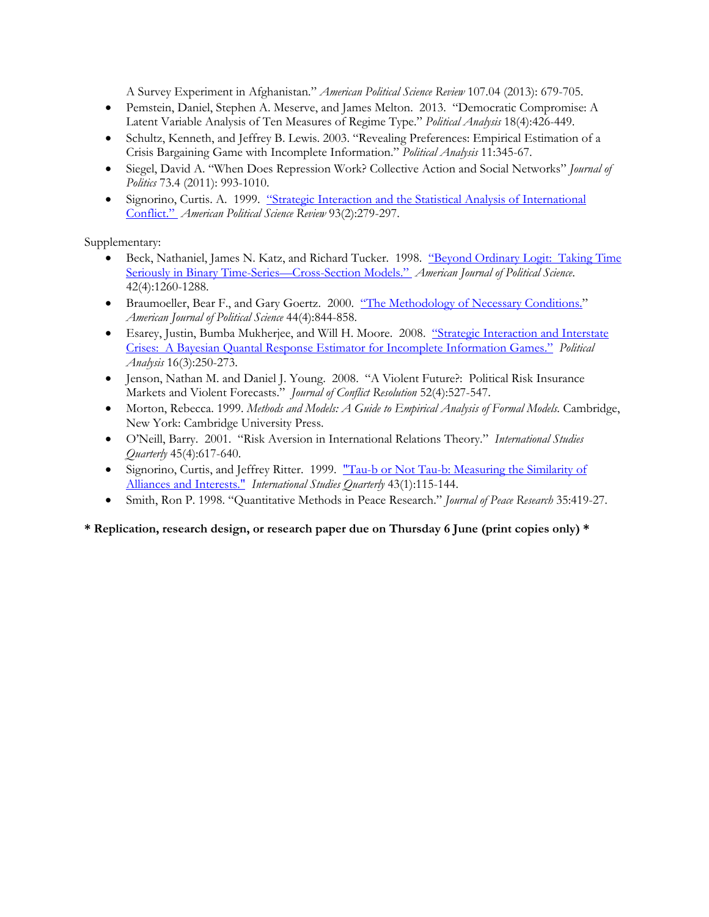A Survey Experiment in Afghanistan." *American Political Science Review* 107.04 (2013): 679-705.

- Pemstein, Daniel, Stephen A. Meserve, and James Melton. 2013. "Democratic Compromise: A Latent Variable Analysis of Ten Measures of Regime Type." *Political Analysis* 18(4):426-449.
- Schultz, Kenneth, and Jeffrey B. Lewis. 2003. "Revealing Preferences: Empirical Estimation of a Crisis Bargaining Game with Incomplete Information." *Political Analysis* 11:345-67.
- Siegel, David A. "When Does Repression Work? Collective Action and Social Networks" *Journal of Politics* 73.4 (2011): 993-1010.
- Signorino, Curtis. A. 1999. "Strategic Interaction and the Statistical Analysis of International Conflict." *American Political Science Review* 93(2):279-297.

Supplementary:

- Beck, Nathaniel, James N. Katz, and Richard Tucker. 1998. "Beyond Ordinary Logit: Taking Time Seriously in Binary Time-Series—Cross-Section Models." *American Journal of Political Science*. 42(4):1260-1288.
- Braumoeller, Bear F., and Gary Goertz. 2000. "The Methodology of Necessary Conditions." *American Journal of Political Science* 44(4):844-858.
- Esarey, Justin, Bumba Mukherjee, and Will H. Moore. 2008. "Strategic Interaction and Interstate Crises: A Bayesian Quantal Response Estimator for Incomplete Information Games." *Political Analysis* 16(3):250-273.
- Jenson, Nathan M. and Daniel J. Young. 2008. "A Violent Future?: Political Risk Insurance Markets and Violent Forecasts." *Journal of Conflict Resolution* 52(4):527-547.
- Morton, Rebecca. 1999. *Methods and Models: A Guide to Empirical Analysis of Formal Models.* Cambridge, New York: Cambridge University Press.
- O'Neill, Barry. 2001. "Risk Aversion in International Relations Theory." *International Studies Quarterly* 45(4):617-640.
- Signorino, Curtis, and Jeffrey Ritter. 1999. "Tau-b or Not Tau-b: Measuring the Similarity of Alliances and Interests." *International Studies Quarterly* 43(1):115-144.
- Smith, Ron P. 1998. "Quantitative Methods in Peace Research." *Journal of Peace Research* 35:419-27.

**\* Replication, research design, or research paper due on Thursday 6 June (print copies only) \***